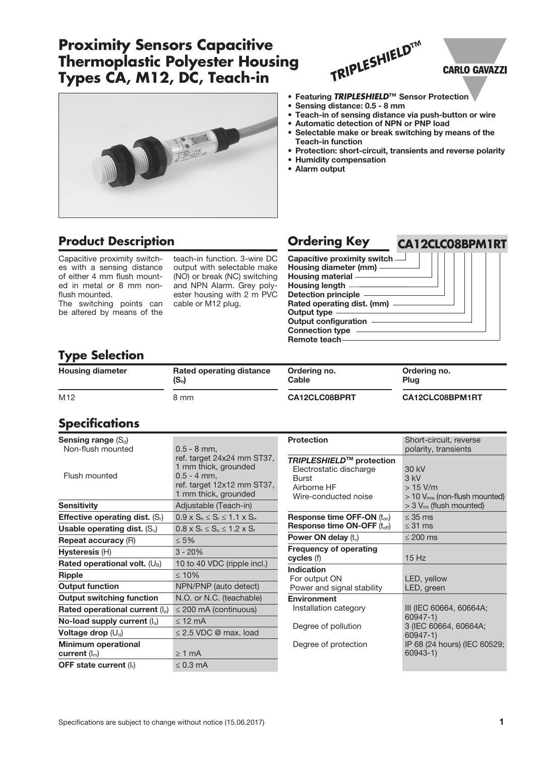# Proximity Sensors Capacitive Thermoplastic Polyester Housing Types CA, M12, DC, Teach-in

TRIPLESHIELD™

CARLO GAVAZZI

- **Featuring *TRIPLESHIELD*™ Sensor Protection**
- **Sensing distance: 0.5 - 8 mm**
- **Teach-in of sensing distance via push-button or wire**
- **Automatic detection of NPN or PNP load**
- **Selectable make or break switching by means of the Teach-in function**
- **Protection: short-circuit, transients and reverse polarity**
- **Humidity compensation**
- **Alarm output**

## Product Description

Capacitive proximity switches with a sensing distance of either 4 mm flush mounted in metal or 8 mm non-flush mounted.

The switching points can be altered by means of the teach-in function. 3-wire DC output with selectable make (NO) or break (NC) switching and NPN Alarm. Grey polyester housing with 2 m PVC cable or M12 plug.

## Ordering Key

**CA12CLC08BPM1RT**

- Capacitive proximity switch
- Housing diameter (mm)
- Housing material
- Housing length
- Detection principle
- Rated operating dist. (mm)
- Output type
- Output configuration
- Connection type
- Remote teach

## Type Selection

| Housing diameter | Rated operating distance ($S_n$) | Ordering no. Cable | Ordering no. Plug |
|---|---|---|---|
| M12 | 8 mm | **CA12CLC08BPRT** | **CA12CLC08BPM1RT** |

## Specifications

| | |
|---|---|
| **Sensing range** ($S_d$) | |
| Non-flush mounted | 0.5 - 8 mm, ref. target 24x24 mm ST37, 1 mm thick, grounded |
| Flush mounted | 0.5 - 4 mm, ref. target 12x12 mm ST37, 1 mm thick, grounded |
| **Sensitivity** | Adjustable (Teach-in) |
| **Effective operating dist.** ($S_r$) | $0.9 \times S_n \leq S_r \leq 1.1 \times S_n$ |
| **Usable operating dist.** ($S_u$) | $0.8 \times S_r \leq S_u \leq 1.2 \times S_r$ |
| **Repeat accuracy** (R) | ≤ 5% |
| **Hysteresis** (H) | 3 - 20% |
| **Rated operational volt.** ($U_B$) | 10 to 40 VDC (ripple incl.) |
| **Ripple** | ≤ 10% |
| **Output function** | NPN/PNP (auto detect) |
| **Output switching function** | N.O. or N.C. (teachable) |
| **Rated operational current** ($I_e$) | ≤ 200 mA (continuous) |
| **No-load supply current** ($I_o$) | ≤ 12 mA |
| **Voltage drop** ($U_d$) | ≤ 2.5 VDC @ max. load |
| **Minimum operational current** ($I_m$) | ≥ 1 mA |
| **OFF state current** ($I_r$) | ≤ 0.3 mA |
| **Protection** | Short-circuit, reverse polarity, transients |
| ***TRIPLESHIELD*™ protection** | |
| Electrostatic discharge | 30 kV |
| Burst | 3 kV |
| Airborne HF | > 15 V/m |
| Wire-conducted noise | > 10 $V_{rms}$ (non-flush mounted) > 3 $V_{rm}$ (flush mounted) |
| **Response time OFF-ON** ($t_{on}$) | ≤ 35 ms |
| **Response time ON-OFF** ($t_{off}$) | ≤ 31 ms |
| **Power ON delay** ($t_v$) | ≤ 200 ms |
| **Frequency of operating cycles** (f) | 15 Hz |
| **Indication** | |
| For output ON | LED, yellow |
| Power and signal stability | LED, green |
| **Environment** | |
| Installation category | III (IEC 60664, 60664A; 60947-1) |
| Degree of pollution | 3 (IEC 60664, 60664A; 60947-1) |
| Degree of protection | IP 68 (24 hours) (IEC 60529; 60943-1) |

Specifications are subject to change without notice (15.06.2017)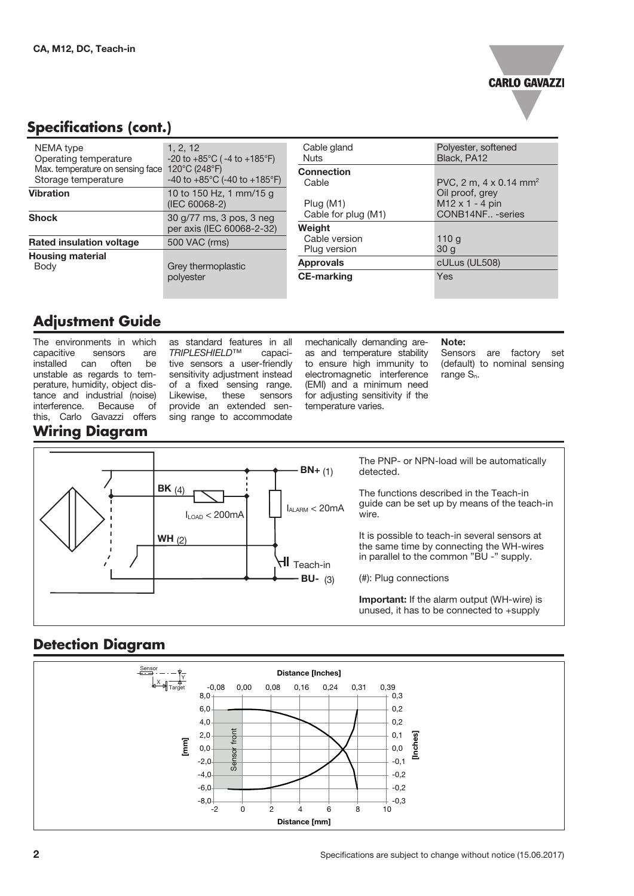## Specifications (cont.)

| | |
|---|---|
| NEMA type | 1, 2, 12 |
| Operating temperature | -20 to +85°C ( -4 to +185°F) |
| Max. temperature on sensing face | 120°C (248°F) |
| Storage temperature | -40 to +85°C (-40 to +185°F) |
| **Vibration** | 10 to 150 Hz, 1 mm/15 g (IEC 60068-2) |
| **Shock** | 30 g/77 ms, 3 pos, 3 neg per axis (IEC 60068-2-32) |
| **Rated insulation voltage** | 500 VAC (rms) |
| **Housing material** | |
| Body | Grey thermoplastic polyester |
| Cable gland | Polyester, softened |
| Nuts | Black, PA12 |
| **Connection** | |
| Cable | PVC, 2 m, 4 x 0.14 mm² Oil proof, grey |
| Plug (M1) | M12 x 1 - 4 pin |
| Cable for plug (M1) | CONB14NF.. -series |
| **Weight** | |
| Cable version | 110 g |
| Plug version | 30 g |
| **Approvals** | cULus (UL508) |
| **CE-marking** | Yes |

## Adjustment Guide

The environments in which capacitive sensors are installed can often be unstable as regards to temperature, humidity, object distance and industrial (noise) interference. Because of this, Carlo Gavazzi offers as standard features in all *TRIPLESHIELD™* capacitive sensors a user-friendly sensitivity adjustment instead of a fixed sensing range. Likewise, these sensors provide an extended sensing range to accommodate mechanically demanding areas and temperature stability to ensure high immunity to electromagnetic interference (EMI) and a minimum need for adjusting sensitivity if the temperature varies.

**Note:**
Sensors are factory set (default) to nominal sensing range $S_n$.

## Wiring Diagram

BN+ (1), BK (4), WH (2), BU- (3), $I_{LOAD}$ < 200mA, $I_{ALARM}$ < 20mA, Teach-in

The PNP- or NPN-load will be automatically detected.

The functions described in the Teach-in guide can be set up by means of the teach-in wire.

It is possible to teach-in several sensors at the same time by connecting the WH-wires in parallel to the common "BU -" supply.

(#): Plug connections

**Important:** If the alarm output (WH-wire) is unused, it has to be connected to +supply

## Detection Diagram

Sensor, Target, X, Y, Sensor front, Distance [Inches], Distance [mm], [mm], [Inches]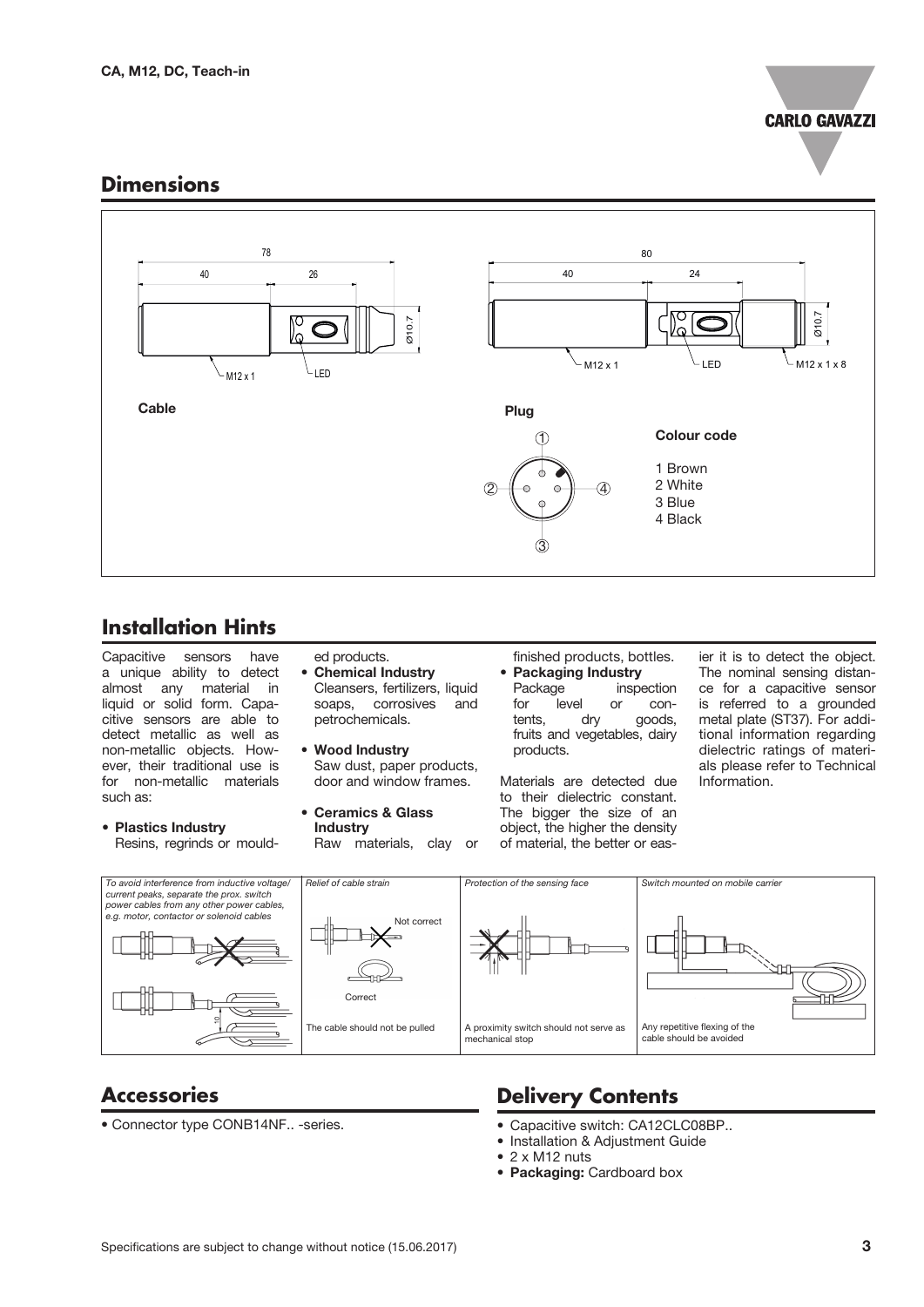## Dimensions

78

40 26

Ø10.7

M12 x 1

LED

**Cable**

80

40 24

Ø10.7

M12 x 1

LED

M12 x 1 x 8

**Plug**

**Colour code**

1 Brown
2 White
3 Blue
4 Black

## Installation Hints

Capacitive sensors have a unique ability to detect almost any material in liquid or solid form. Capacitive sensors are able to detect metallic as well as non-metallic objects. However, their traditional use is for non-metallic materials such as:

- **Plastics Industry**
  Resins, regrinds or moulded products.
- **Chemical Industry**
  Cleansers, fertilizers, liquid soaps, corrosives and petrochemicals.
- **Wood Industry**
  Saw dust, paper products, door and window frames.
- **Ceramics & Glass Industry**
  Raw materials, clay or finished products, bottles.
- **Packaging Industry**
  Package inspection for level or contents, dry goods, fruits and vegetables, dairy products.

Materials are detected due to their dielectric constant. The bigger the size of an object, the higher the density of material, the better or easier it is to detect the object. The nominal sensing distance for a capacitive sensor is referred to a grounded metal plate (ST37). For additional information regarding dielectric ratings of materials please refer to Technical Information.

| *To avoid interference from inductive voltage/current peaks, separate the prox. switch power cables from any other power cables, e.g. motor, contactor or solenoid cables* | *Relief of cable strain* | *Protection of the sensing face* | *Switch mounted on mobile carrier* |
|---|---|---|---|
| | Not correct / Correct | | |
| | The cable should not be pulled | A proximity switch should not serve as mechanical stop | Any repetitive flexing of the cable should be avoided |

## Accessories

- Connector type CONB14NF.. -series.

## Delivery Contents

- Capacitive switch: CA12CLC08BP..
- Installation & Adjustment Guide
- 2 x M12 nuts
- **Packaging:** Cardboard box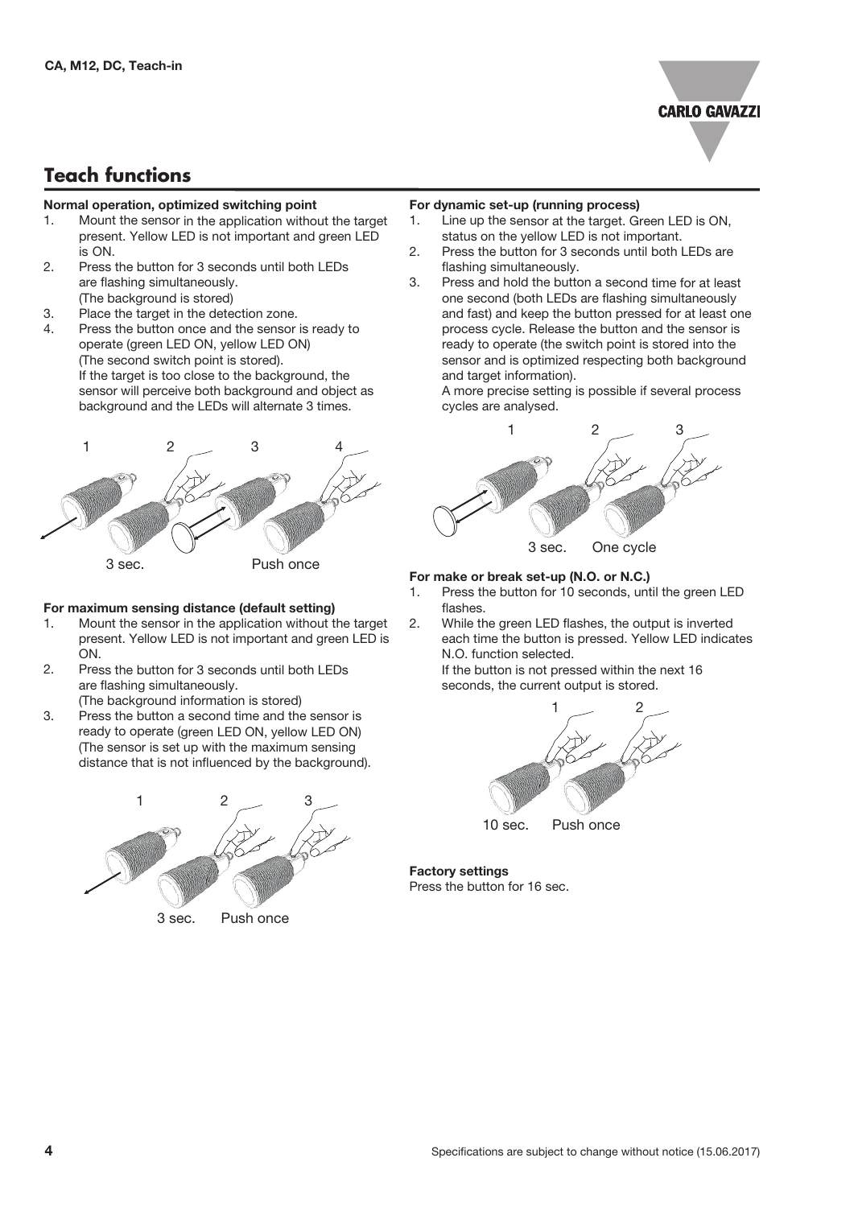## Teach functions

**Normal operation, optimized switching point**

1. Mount the sensor in the application without the target present. Yellow LED is not important and green LED is ON.
2. Press the button for 3 seconds until both LEDs are flashing simultaneously. (The background is stored)
3. Place the target in the detection zone.
4. Press the button once and the sensor is ready to operate (green LED ON, yellow LED ON) (The second switch point is stored). If the target is too close to the background, the sensor will perceive both background and object as background and the LEDs will alternate 3 times.

1 2 3 4

3 sec. Push once

**For maximum sensing distance (default setting)**

1. Mount the sensor in the application without the target present. Yellow LED is not important and green LED is ON.
2. Press the button for 3 seconds until both LEDs are flashing simultaneously. (The background information is stored)
3. Press the button a second time and the sensor is ready to operate (green LED ON, yellow LED ON) (The sensor is set up with the maximum sensing distance that is not influenced by the background).

1 2 3

3 sec. Push once

**For dynamic set-up (running process)**

1. Line up the sensor at the target. Green LED is ON, status on the yellow LED is not important.
2. Press the button for 3 seconds until both LEDs are flashing simultaneously.
3. Press and hold the button a second time for at least one second (both LEDs are flashing simultaneously and fast) and keep the button pressed for at least one process cycle. Release the button and the sensor is ready to operate (the switch point is stored into the sensor and is optimized respecting both background and target information). A more precise setting is possible if several process cycles are analysed.

1 2 3

3 sec. One cycle

**For make or break set-up (N.O. or N.C.)**

1. Press the button for 10 seconds, until the green LED flashes.
2. While the green LED flashes, the output is inverted each time the button is pressed. Yellow LED indicates N.O. function selected. If the button is not pressed within the next 16 seconds, the current output is stored.

1 2

10 sec. Push once

**Factory settings**

Press the button for 16 sec.